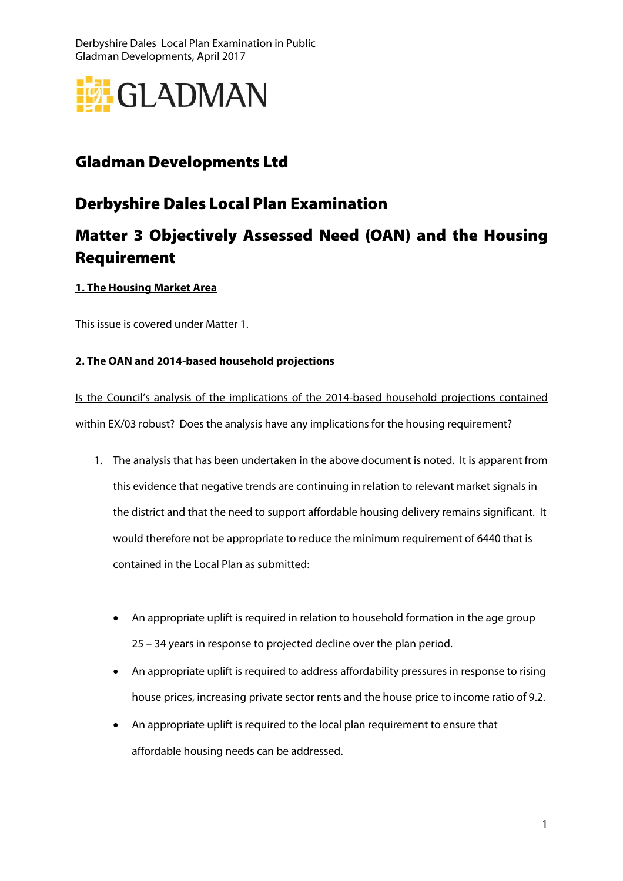# Gladman Developments Ltd

## Derbyshire Dales Local Plan Examination

## Matter 3 Objectively Assessed Need (OAN) and the Housing Requirement

**1. The Housing Market Area**

This issue is covered under Matter 1.

**2. The OAN and 2014-based household projections**

Is the Council's analysis of the implications of the 2014-based household projections contained within EX/03 robust? Does the analysis have any implications for the housing requirement?

1. The analysis that has been undertaken in the above document is noted. It is apparent from this evidence that negative trends are continuing in relation to relevant market signals in the district and that the need to support affordable housing delivery remains significant. It would therefore not be appropriate to reduce the minimum requirement of 6440 that is contained in the Local Plan as submitted:

   - An appropriate uplift is required in relation to household formation in the age group 25 – 34 years in response to projected decline over the plan period.
   - An appropriate uplift is required to address affordability pressures in response to rising house prices, increasing private sector rents and the house price to income ratio of 9.2.
   - An appropriate uplift is required to the local plan requirement to ensure that affordable housing needs can be addressed.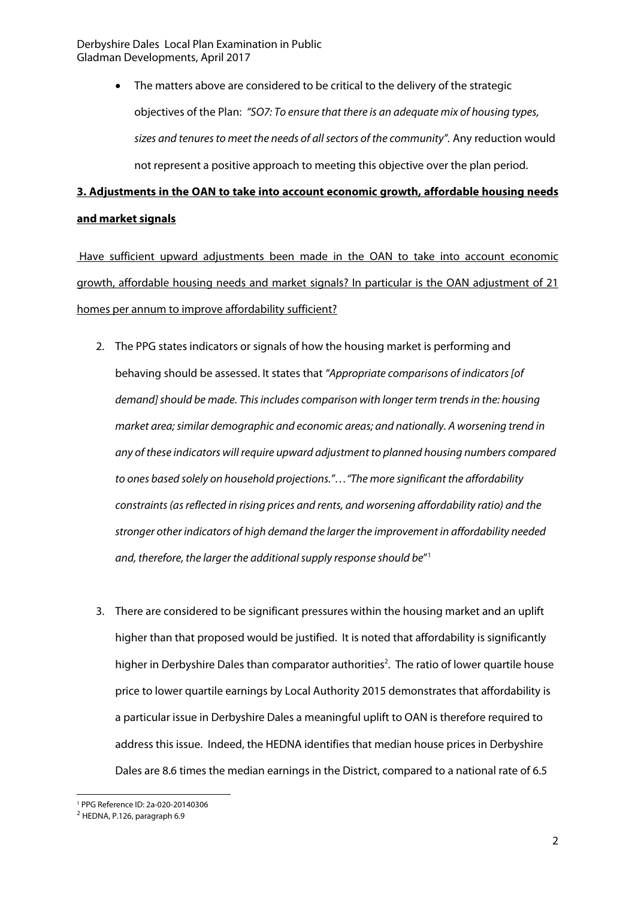- The matters above are considered to be critical to the delivery of the strategic objectives of the Plan: *"SO7: To ensure that there is an adequate mix of housing types, sizes and tenures to meet the needs of all sectors of the community".* Any reduction would not represent a positive approach to meeting this objective over the plan period.

**3. Adjustments in the OAN to take into account economic growth, affordable housing needs and market signals**

Have sufficient upward adjustments been made in the OAN to take into account economic growth, affordable housing needs and market signals? In particular is the OAN adjustment of 21 homes per annum to improve affordability sufficient?

2. The PPG states indicators or signals of how the housing market is performing and behaving should be assessed. It states that *"Appropriate comparisons of indicators [of demand] should be made. This includes comparison with longer term trends in the: housing market area; similar demographic and economic areas; and nationally. A worsening trend in any of these indicators will require upward adjustment to planned housing numbers compared to ones based solely on household projections."…"The more significant the affordability constraints (as reflected in rising prices and rents, and worsening affordability ratio) and the stronger other indicators of high demand the larger the improvement in affordability needed and, therefore, the larger the additional supply response should be*"[1]

3. There are considered to be significant pressures within the housing market and an uplift higher than that proposed would be justified. It is noted that affordability is significantly higher in Derbyshire Dales than comparator authorities[2]. The ratio of lower quartile house price to lower quartile earnings by Local Authority 2015 demonstrates that affordability is a particular issue in Derbyshire Dales a meaningful uplift to OAN is therefore required to address this issue. Indeed, the HEDNA identifies that median house prices in Derbyshire Dales are 8.6 times the median earnings in the District, compared to a national rate of 6.5

---

[1] PPG Reference ID: 2a-020-20140306

[2] HEDNA, P.126, paragraph 6.9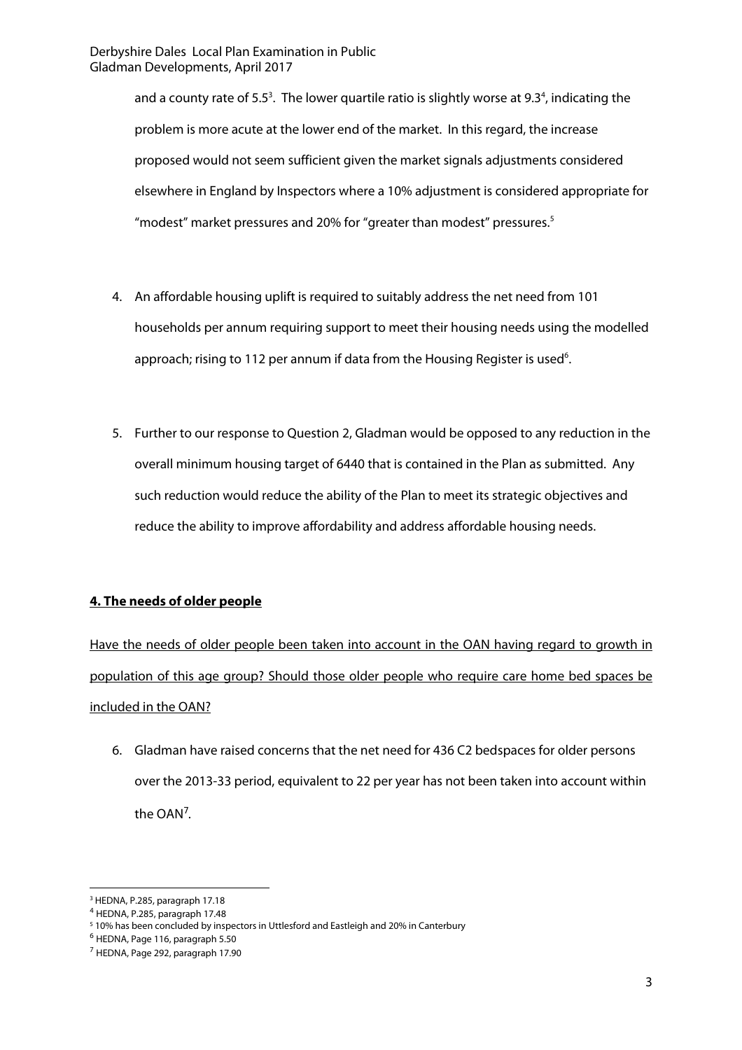and a county rate of 5.5[3]. The lower quartile ratio is slightly worse at 9.3[4], indicating the problem is more acute at the lower end of the market. In this regard, the increase proposed would not seem sufficient given the market signals adjustments considered elsewhere in England by Inspectors where a 10% adjustment is considered appropriate for "modest" market pressures and 20% for "greater than modest" pressures.[5]

4. An affordable housing uplift is required to suitably address the net need from 101 households per annum requiring support to meet their housing needs using the modelled approach; rising to 112 per annum if data from the Housing Register is used[6].

5. Further to our response to Question 2, Gladman would be opposed to any reduction in the overall minimum housing target of 6440 that is contained in the Plan as submitted. Any such reduction would reduce the ability of the Plan to meet its strategic objectives and reduce the ability to improve affordability and address affordable housing needs.

## 4. The needs of older people

Have the needs of older people been taken into account in the OAN having regard to growth in population of this age group? Should those older people who require care home bed spaces be included in the OAN?

6. Gladman have raised concerns that the net need for 436 C2 bedspaces for older persons over the 2013-33 period, equivalent to 22 per year has not been taken into account within the OAN[7].

---

[3] HEDNA, P.285, paragraph 17.18

[4] HEDNA, P.285, paragraph 17.48

[5] 10% has been concluded by inspectors in Uttlesford and Eastleigh and 20% in Canterbury

[6] HEDNA, Page 116, paragraph 5.50

[7] HEDNA, Page 292, paragraph 17.90